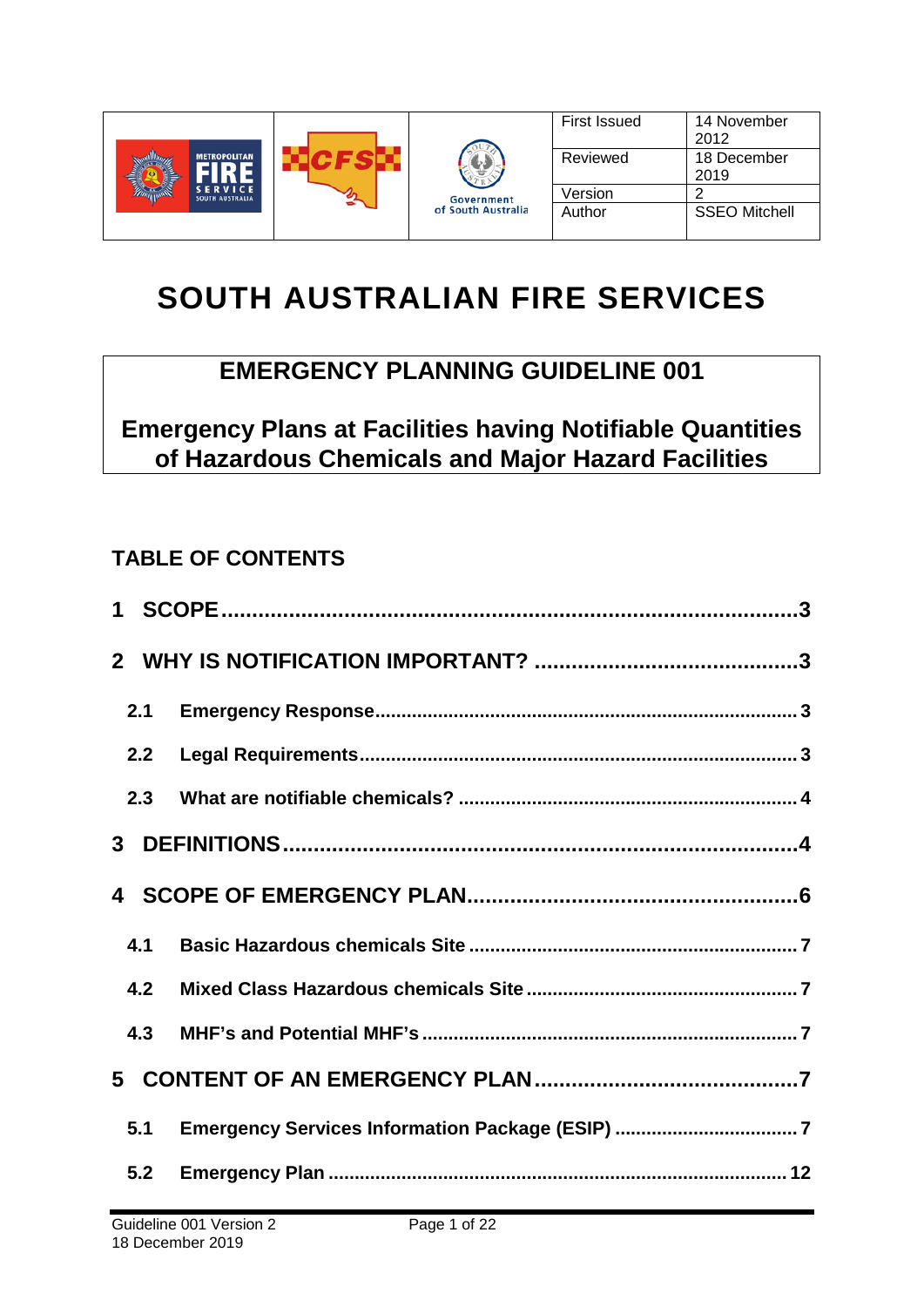| | | | First Issued | 14 November 2012 |
|---|---|---|---|---|
| | | Government of South Australia | Reviewed | 18 December 2019 |
| | | | Version | 2 |
| | | | Author | SSEO Mitchell |

# SOUTH AUSTRALIAN FIRE SERVICES

## EMERGENCY PLANNING GUIDELINE 001

## Emergency Plans at Facilities having Notifiable Quantities of Hazardous Chemicals and Major Hazard Facilities

### TABLE OF CONTENTS

**1 SCOPE** .......... 3

**2 WHY IS NOTIFICATION IMPORTANT?** .......... 3

- **2.1 Emergency Response** .......... 3
- **2.2 Legal Requirements** .......... 3
- **2.3 What are notifiable chemicals?** .......... 4

**3 DEFINITIONS** .......... 4

**4 SCOPE OF EMERGENCY PLAN** .......... 6

- **4.1 Basic Hazardous chemicals Site** .......... 7
- **4.2 Mixed Class Hazardous chemicals Site** .......... 7
- **4.3 MHF's and Potential MHF's** .......... 7

**5 CONTENT OF AN EMERGENCY PLAN** .......... 7

- **5.1 Emergency Services Information Package (ESIP)** .......... 7
- **5.2 Emergency Plan** .......... 12

Guideline 001 Version 2
18 December 2019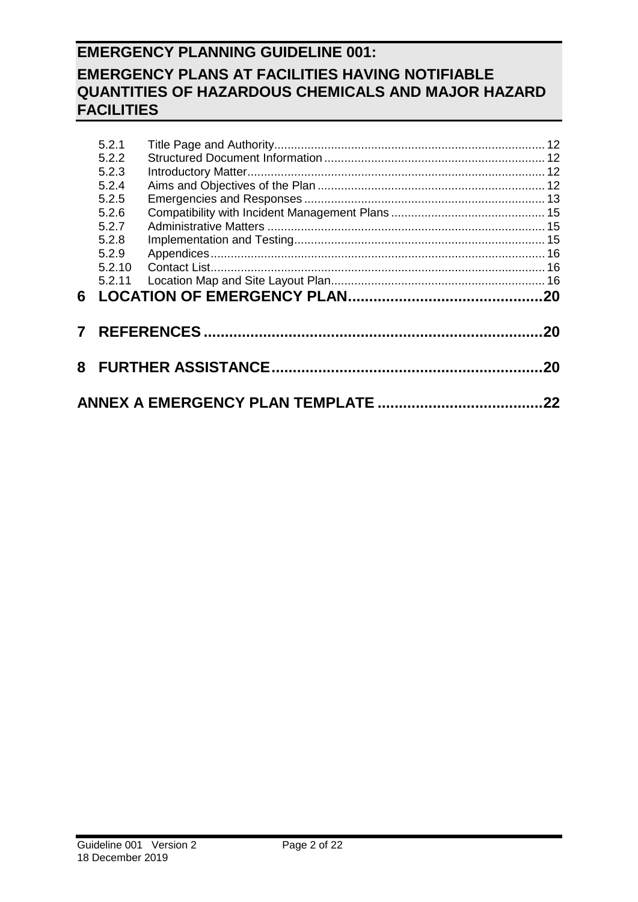# EMERGENCY PLANNING GUIDELINE 001:

## EMERGENCY PLANS AT FACILITIES HAVING NOTIFIABLE QUANTITIES OF HAZARDOUS CHEMICALS AND MAJOR HAZARD FACILITIES

- 5.2.1 Title Page and Authority ........ 12
- 5.2.2 Structured Document Information ........ 12
- 5.2.3 Introductory Matter ........ 12
- 5.2.4 Aims and Objectives of the Plan ........ 12
- 5.2.5 Emergencies and Responses ........ 13
- 5.2.6 Compatibility with Incident Management Plans ........ 15
- 5.2.7 Administrative Matters ........ 15
- 5.2.8 Implementation and Testing ........ 15
- 5.2.9 Appendices ........ 16
- 5.2.10 Contact List ........ 16
- 5.2.11 Location Map and Site Layout Plan ........ 16

**6 LOCATION OF EMERGENCY PLAN ........ 20**

**7 REFERENCES ........ 20**

**8 FURTHER ASSISTANCE ........ 20**

**ANNEX A EMERGENCY PLAN TEMPLATE ........ 22**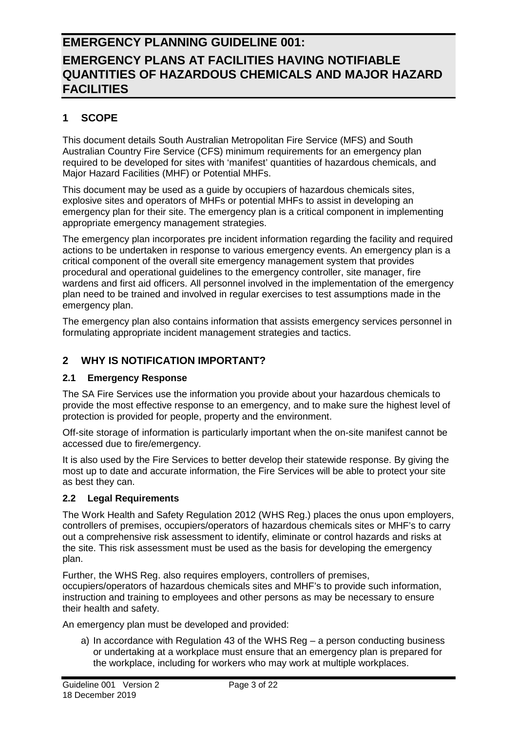# EMERGENCY PLANNING GUIDELINE 001: EMERGENCY PLANS AT FACILITIES HAVING NOTIFIABLE QUANTITIES OF HAZARDOUS CHEMICALS AND MAJOR HAZARD FACILITIES

## 1 SCOPE

This document details South Australian Metropolitan Fire Service (MFS) and South Australian Country Fire Service (CFS) minimum requirements for an emergency plan required to be developed for sites with 'manifest' quantities of hazardous chemicals, and Major Hazard Facilities (MHF) or Potential MHFs.

This document may be used as a guide by occupiers of hazardous chemicals sites, explosive sites and operators of MHFs or potential MHFs to assist in developing an emergency plan for their site. The emergency plan is a critical component in implementing appropriate emergency management strategies.

The emergency plan incorporates pre incident information regarding the facility and required actions to be undertaken in response to various emergency events. An emergency plan is a critical component of the overall site emergency management system that provides procedural and operational guidelines to the emergency controller, site manager, fire wardens and first aid officers. All personnel involved in the implementation of the emergency plan need to be trained and involved in regular exercises to test assumptions made in the emergency plan.

The emergency plan also contains information that assists emergency services personnel in formulating appropriate incident management strategies and tactics.

## 2 WHY IS NOTIFICATION IMPORTANT?

### 2.1 Emergency Response

The SA Fire Services use the information you provide about your hazardous chemicals to provide the most effective response to an emergency, and to make sure the highest level of protection is provided for people, property and the environment.

Off-site storage of information is particularly important when the on-site manifest cannot be accessed due to fire/emergency.

It is also used by the Fire Services to better develop their statewide response. By giving the most up to date and accurate information, the Fire Services will be able to protect your site as best they can.

### 2.2 Legal Requirements

The Work Health and Safety Regulation 2012 (WHS Reg.) places the onus upon employers, controllers of premises, occupiers/operators of hazardous chemicals sites or MHF's to carry out a comprehensive risk assessment to identify, eliminate or control hazards and risks at the site. This risk assessment must be used as the basis for developing the emergency plan.

Further, the WHS Reg. also requires employers, controllers of premises, occupiers/operators of hazardous chemicals sites and MHF's to provide such information, instruction and training to employees and other persons as may be necessary to ensure their health and safety.

An emergency plan must be developed and provided:

a) In accordance with Regulation 43 of the WHS Reg – a person conducting business or undertaking at a workplace must ensure that an emergency plan is prepared for the workplace, including for workers who may work at multiple workplaces.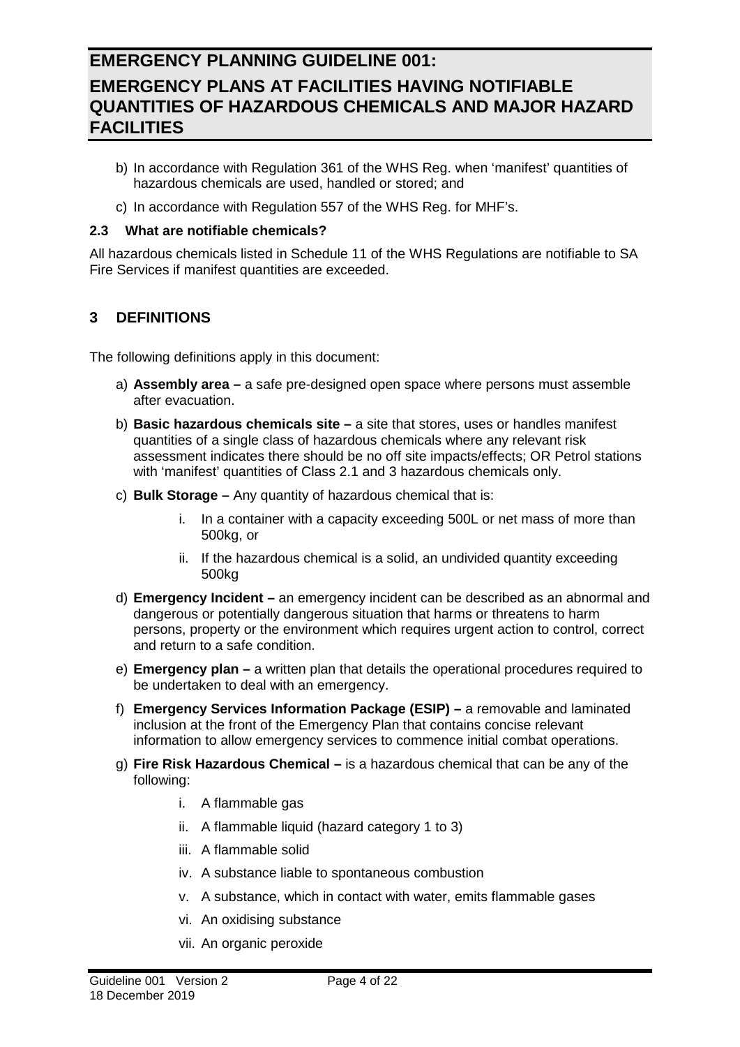b) In accordance with Regulation 361 of the WHS Reg. when 'manifest' quantities of hazardous chemicals are used, handled or stored; and

c) In accordance with Regulation 557 of the WHS Reg. for MHF's.

### 2.3 What are notifiable chemicals?

All hazardous chemicals listed in Schedule 11 of the WHS Regulations are notifiable to SA Fire Services if manifest quantities are exceeded.

## 3 DEFINITIONS

The following definitions apply in this document:

a) **Assembly area –** a safe pre-designed open space where persons must assemble after evacuation.

b) **Basic hazardous chemicals site –** a site that stores, uses or handles manifest quantities of a single class of hazardous chemicals where any relevant risk assessment indicates there should be no off site impacts/effects; OR Petrol stations with 'manifest' quantities of Class 2.1 and 3 hazardous chemicals only.

c) **Bulk Storage –** Any quantity of hazardous chemical that is:

   i. In a container with a capacity exceeding 500L or net mass of more than 500kg, or

   ii. If the hazardous chemical is a solid, an undivided quantity exceeding 500kg

d) **Emergency Incident –** an emergency incident can be described as an abnormal and dangerous or potentially dangerous situation that harms or threatens to harm persons, property or the environment which requires urgent action to control, correct and return to a safe condition.

e) **Emergency plan –** a written plan that details the operational procedures required to be undertaken to deal with an emergency.

f) **Emergency Services Information Package (ESIP) –** a removable and laminated inclusion at the front of the Emergency Plan that contains concise relevant information to allow emergency services to commence initial combat operations.

g) **Fire Risk Hazardous Chemical –** is a hazardous chemical that can be any of the following:

   i. A flammable gas

   ii. A flammable liquid (hazard category 1 to 3)

   iii. A flammable solid

   iv. A substance liable to spontaneous combustion

   v. A substance, which in contact with water, emits flammable gases

   vi. An oxidising substance

   vii. An organic peroxide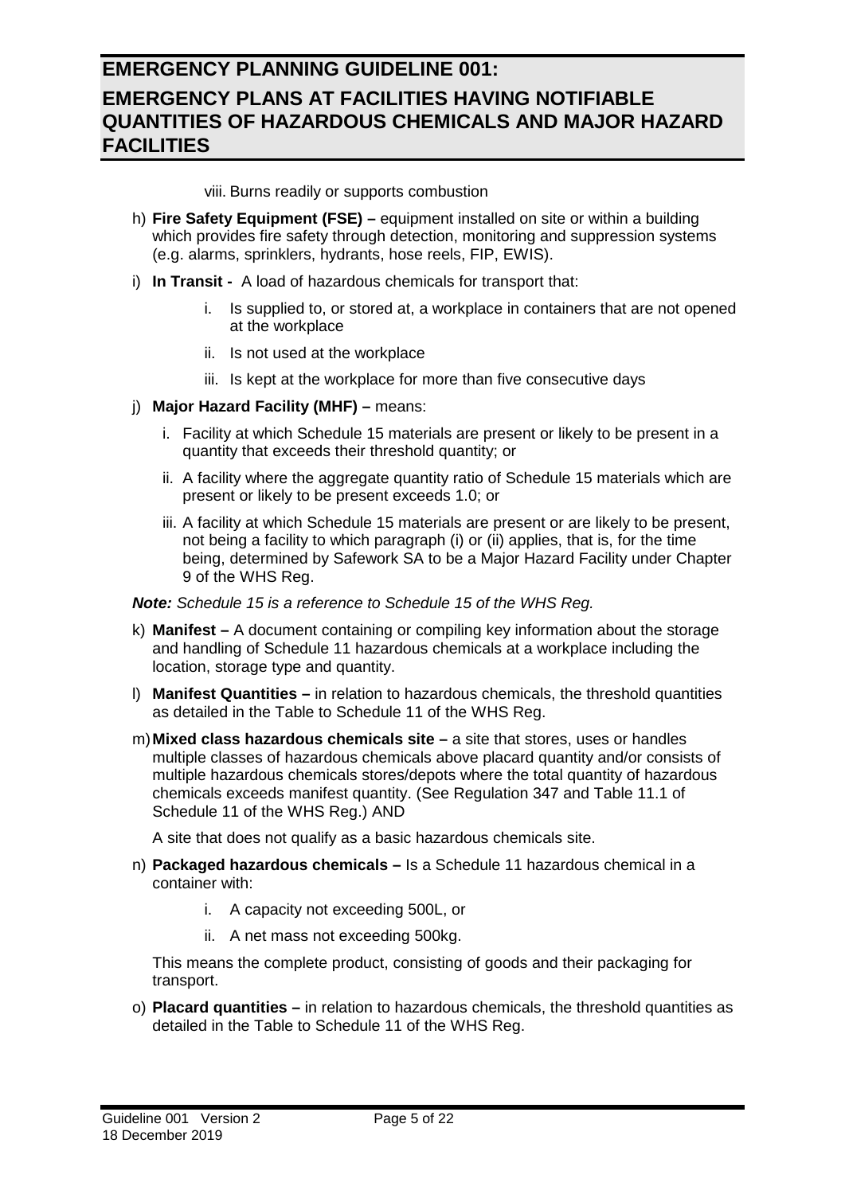viii. Burns readily or supports combustion

h) **Fire Safety Equipment (FSE) –** equipment installed on site or within a building which provides fire safety through detection, monitoring and suppression systems (e.g. alarms, sprinklers, hydrants, hose reels, FIP, EWIS).

i) **In Transit -** A load of hazardous chemicals for transport that:

   i. Is supplied to, or stored at, a workplace in containers that are not opened at the workplace

   ii. Is not used at the workplace

   iii. Is kept at the workplace for more than five consecutive days

j) **Major Hazard Facility (MHF) –** means:

   i. Facility at which Schedule 15 materials are present or likely to be present in a quantity that exceeds their threshold quantity; or

   ii. A facility where the aggregate quantity ratio of Schedule 15 materials which are present or likely to be present exceeds 1.0; or

   iii. A facility at which Schedule 15 materials are present or are likely to be present, not being a facility to which paragraph (i) or (ii) applies, that is, for the time being, determined by Safework SA to be a Major Hazard Facility under Chapter 9 of the WHS Reg.

***Note:*** *Schedule 15 is a reference to Schedule 15 of the WHS Reg.*

k) **Manifest –** A document containing or compiling key information about the storage and handling of Schedule 11 hazardous chemicals at a workplace including the location, storage type and quantity.

l) **Manifest Quantities –** in relation to hazardous chemicals, the threshold quantities as detailed in the Table to Schedule 11 of the WHS Reg.

m) **Mixed class hazardous chemicals site –** a site that stores, uses or handles multiple classes of hazardous chemicals above placard quantity and/or consists of multiple hazardous chemicals stores/depots where the total quantity of hazardous chemicals exceeds manifest quantity. (See Regulation 347 and Table 11.1 of Schedule 11 of the WHS Reg.) AND

   A site that does not qualify as a basic hazardous chemicals site.

n) **Packaged hazardous chemicals –** Is a Schedule 11 hazardous chemical in a container with:

   i. A capacity not exceeding 500L, or

   ii. A net mass not exceeding 500kg.

   This means the complete product, consisting of goods and their packaging for transport.

o) **Placard quantities –** in relation to hazardous chemicals, the threshold quantities as detailed in the Table to Schedule 11 of the WHS Reg.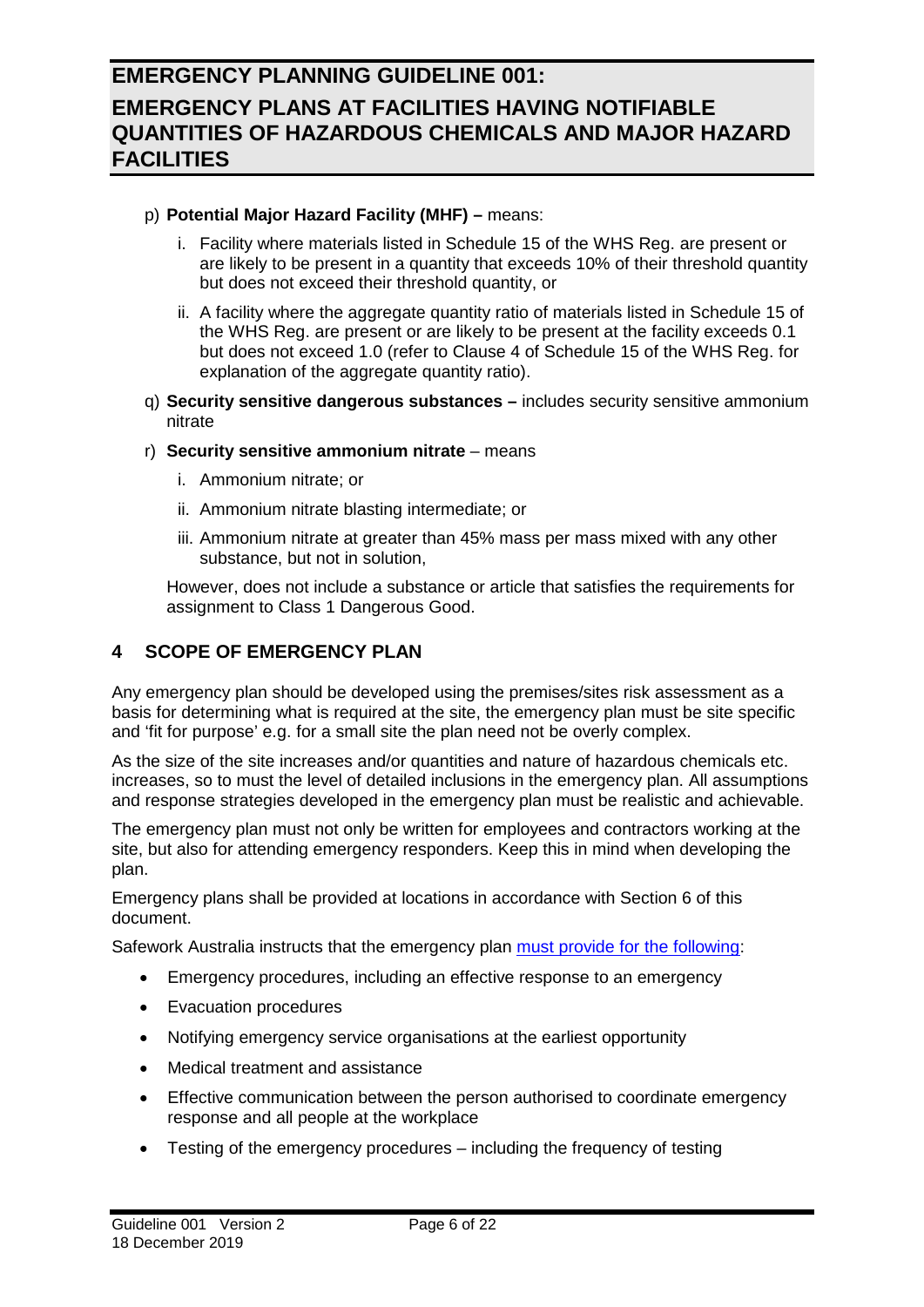p) **Potential Major Hazard Facility (MHF) –** means:

   i. Facility where materials listed in Schedule 15 of the WHS Reg. are present or are likely to be present in a quantity that exceeds 10% of their threshold quantity but does not exceed their threshold quantity, or

   ii. A facility where the aggregate quantity ratio of materials listed in Schedule 15 of the WHS Reg. are present or are likely to be present at the facility exceeds 0.1 but does not exceed 1.0 (refer to Clause 4 of Schedule 15 of the WHS Reg. for explanation of the aggregate quantity ratio).

q) **Security sensitive dangerous substances –** includes security sensitive ammonium nitrate

r) **Security sensitive ammonium nitrate** – means

   i. Ammonium nitrate; or

   ii. Ammonium nitrate blasting intermediate; or

   iii. Ammonium nitrate at greater than 45% mass per mass mixed with any other substance, but not in solution,

   However, does not include a substance or article that satisfies the requirements for assignment to Class 1 Dangerous Good.

## 4 SCOPE OF EMERGENCY PLAN

Any emergency plan should be developed using the premises/sites risk assessment as a basis for determining what is required at the site, the emergency plan must be site specific and 'fit for purpose' e.g. for a small site the plan need not be overly complex.

As the size of the site increases and/or quantities and nature of hazardous chemicals etc. increases, so to must the level of detailed inclusions in the emergency plan. All assumptions and response strategies developed in the emergency plan must be realistic and achievable.

The emergency plan must not only be written for employees and contractors working at the site, but also for attending emergency responders. Keep this in mind when developing the plan.

Emergency plans shall be provided at locations in accordance with Section 6 of this document.

Safework Australia instructs that the emergency plan must provide for the following:

- Emergency procedures, including an effective response to an emergency
- Evacuation procedures
- Notifying emergency service organisations at the earliest opportunity
- Medical treatment and assistance
- Effective communication between the person authorised to coordinate emergency response and all people at the workplace
- Testing of the emergency procedures – including the frequency of testing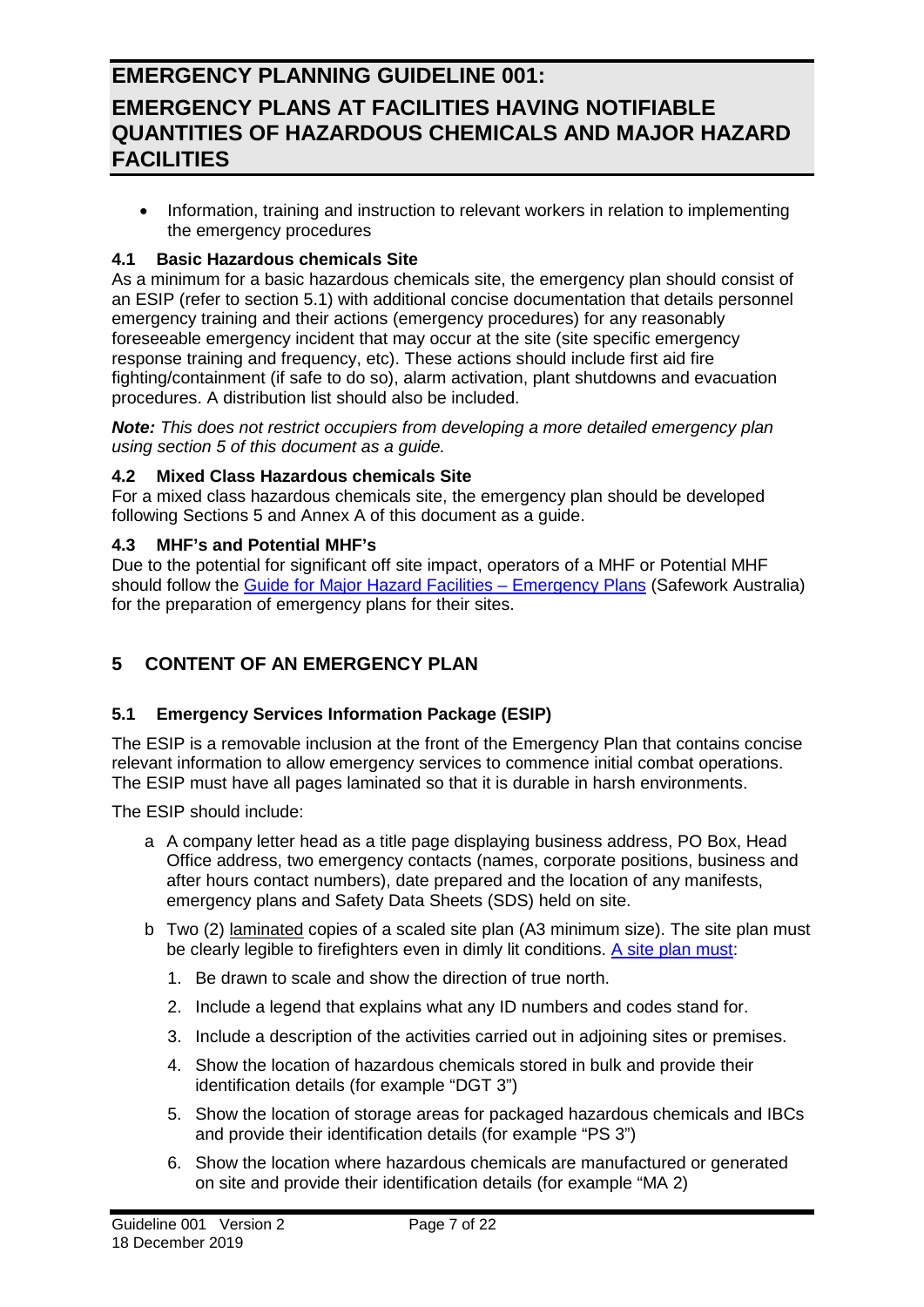- Information, training and instruction to relevant workers in relation to implementing the emergency procedures

### 4.1 Basic Hazardous chemicals Site

As a minimum for a basic hazardous chemicals site, the emergency plan should consist of an ESIP (refer to section 5.1) with additional concise documentation that details personnel emergency training and their actions (emergency procedures) for any reasonably foreseeable emergency incident that may occur at the site (site specific emergency response training and frequency, etc). These actions should include first aid fire fighting/containment (if safe to do so), alarm activation, plant shutdowns and evacuation procedures. A distribution list should also be included.

***Note:*** *This does not restrict occupiers from developing a more detailed emergency plan using section 5 of this document as a guide.*

### 4.2 Mixed Class Hazardous chemicals Site

For a mixed class hazardous chemicals site, the emergency plan should be developed following Sections 5 and Annex A of this document as a guide.

### 4.3 MHF's and Potential MHF's

Due to the potential for significant off site impact, operators of a MHF or Potential MHF should follow the Guide for Major Hazard Facilities – Emergency Plans (Safework Australia) for the preparation of emergency plans for their sites.

## 5 CONTENT OF AN EMERGENCY PLAN

### 5.1 Emergency Services Information Package (ESIP)

The ESIP is a removable inclusion at the front of the Emergency Plan that contains concise relevant information to allow emergency services to commence initial combat operations. The ESIP must have all pages laminated so that it is durable in harsh environments.

The ESIP should include:

a. A company letter head as a title page displaying business address, PO Box, Head Office address, two emergency contacts (names, corporate positions, business and after hours contact numbers), date prepared and the location of any manifests, emergency plans and Safety Data Sheets (SDS) held on site.

b. Two (2) laminated copies of a scaled site plan (A3 minimum size). The site plan must be clearly legible to firefighters even in dimly lit conditions. A site plan must:

   1. Be drawn to scale and show the direction of true north.
   2. Include a legend that explains what any ID numbers and codes stand for.
   3. Include a description of the activities carried out in adjoining sites or premises.
   4. Show the location of hazardous chemicals stored in bulk and provide their identification details (for example "DGT 3")
   5. Show the location of storage areas for packaged hazardous chemicals and IBCs and provide their identification details (for example "PS 3")
   6. Show the location where hazardous chemicals are manufactured or generated on site and provide their identification details (for example "MA 2)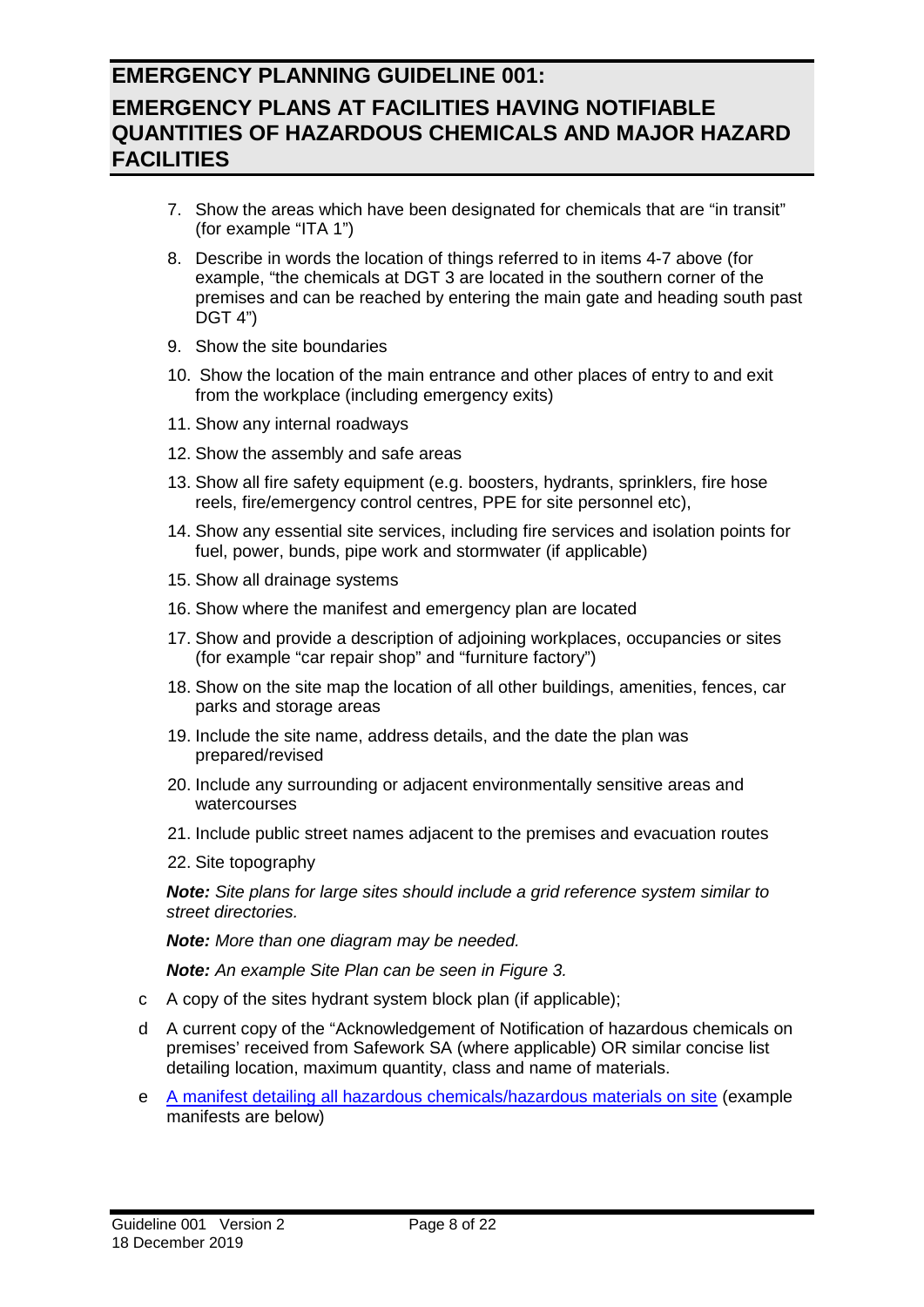7. Show the areas which have been designated for chemicals that are "in transit" (for example "ITA 1")
8. Describe in words the location of things referred to in items 4-7 above (for example, "the chemicals at DGT 3 are located in the southern corner of the premises and can be reached by entering the main gate and heading south past DGT 4")
9. Show the site boundaries
10. Show the location of the main entrance and other places of entry to and exit from the workplace (including emergency exits)
11. Show any internal roadways
12. Show the assembly and safe areas
13. Show all fire safety equipment (e.g. boosters, hydrants, sprinklers, fire hose reels, fire/emergency control centres, PPE for site personnel etc),
14. Show any essential site services, including fire services and isolation points for fuel, power, bunds, pipe work and stormwater (if applicable)
15. Show all drainage systems
16. Show where the manifest and emergency plan are located
17. Show and provide a description of adjoining workplaces, occupancies or sites (for example "car repair shop" and "furniture factory")
18. Show on the site map the location of all other buildings, amenities, fences, car parks and storage areas
19. Include the site name, address details, and the date the plan was prepared/revised
20. Include any surrounding or adjacent environmentally sensitive areas and watercourses
21. Include public street names adjacent to the premises and evacuation routes
22. Site topography

***Note:*** *Site plans for large sites should include a grid reference system similar to street directories.*

***Note:*** *More than one diagram may be needed.*

***Note:*** *An example Site Plan can be seen in Figure 3.*

c A copy of the sites hydrant system block plan (if applicable);

d A current copy of the "Acknowledgement of Notification of hazardous chemicals on premises' received from Safework SA (where applicable) OR similar concise list detailing location, maximum quantity, class and name of materials.

e A manifest detailing all hazardous chemicals/hazardous materials on site (example manifests are below)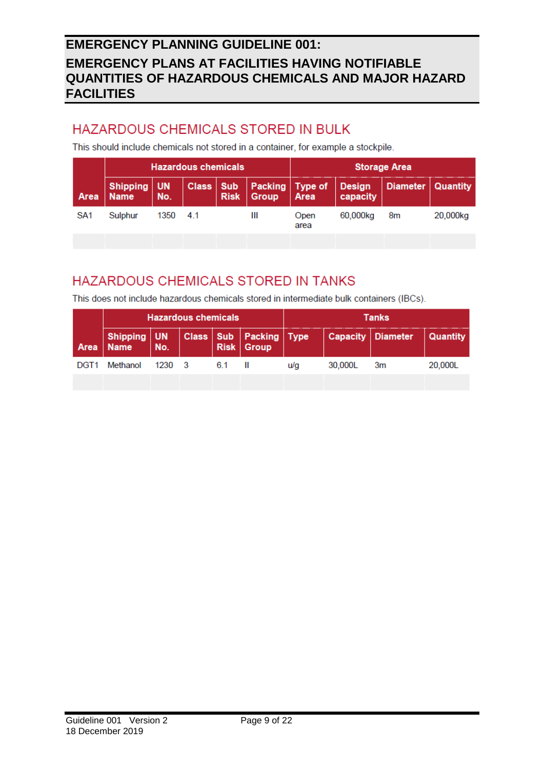## HAZARDOUS CHEMICALS STORED IN BULK

This should include chemicals not stored in a container, for example a stockpile.

| | Hazardous chemicals | | | | | Storage Area | | | |
|---|---|---|---|---|---|---|---|---|---|
| **Area** | **Shipping Name** | **UN No.** | **Class** | **Sub Risk** | **Packing Group** | **Type of Area** | **Design capacity** | **Diameter** | **Quantity** |
| SA1 | Sulphur | 1350 | 4.1 | | III | Open area | 60,000kg | 8m | 20,000kg |
| | | | | | | | | | |

## HAZARDOUS CHEMICALS STORED IN TANKS

This does not include hazardous chemicals stored in intermediate bulk containers (IBCs).

| | Hazardous chemicals | | | | | Tanks | | | |
|---|---|---|---|---|---|---|---|---|---|
| **Area** | **Shipping Name** | **UN No.** | **Class** | **Sub Risk** | **Packing Group** | **Type** | **Capacity** | **Diameter** | **Quantity** |
| DGT1 | Methanol | 1230 | 3 | 6.1 | II | u/g | 30,000L | 3m | 20,000L |
| | | | | | | | | | |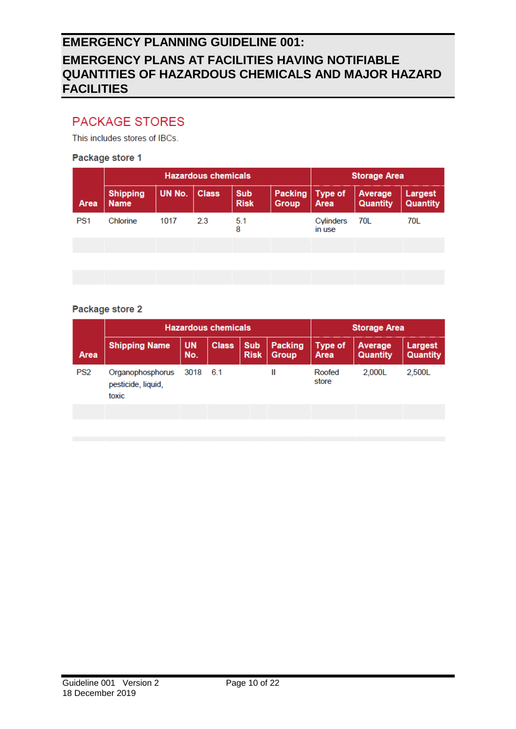## PACKAGE STORES

This includes stores of IBCs.

### Package store 1

| Area | Hazardous chemicals | | | | | Storage Area | | |
|---|---|---|---|---|---|---|---|---|
| | Shipping Name | UN No. | Class | Sub Risk | Packing Group | Type of Area | Average Quantity | Largest Quantity |
| PS1 | Chlorine | 1017 | 2.3 | 5.1<br>8 | | Cylinders in use | 70L | 70L |
| | | | | | | | | |
| | | | | | | | | |

### Package store 2

| Area | Hazardous chemicals | | | | | Storage Area | | |
|---|---|---|---|---|---|---|---|---|
| | Shipping Name | UN No. | Class | Sub Risk | Packing Group | Type of Area | Average Quantity | Largest Quantity |
| PS2 | Organophosphorus pesticide, liquid, toxic | 3018 | 6.1 | | II | Roofed store | 2,000L | 2,500L |
| | | | | | | | | |
| | | | | | | | | |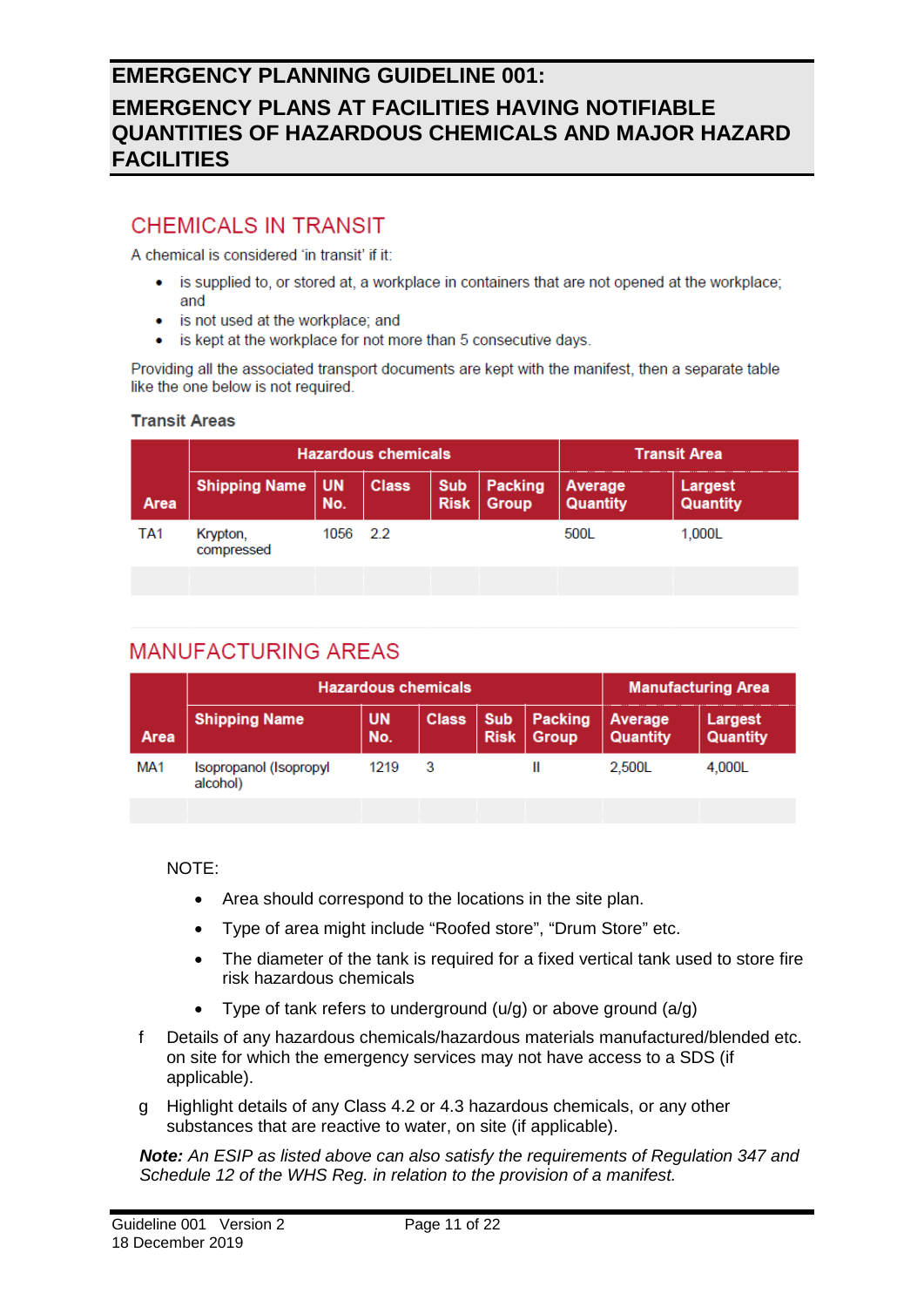## CHEMICALS IN TRANSIT

A chemical is considered 'in transit' if it:

- is supplied to, or stored at, a workplace in containers that are not opened at the workplace; and
- is not used at the workplace; and
- is kept at the workplace for not more than 5 consecutive days.

Providing all the associated transport documents are kept with the manifest, then a separate table like the one below is not required.

### Transit Areas

| | Hazardous chemicals | | | | | Transit Area | |
|---|---|---|---|---|---|---|---|
| **Area** | **Shipping Name** | **UN No.** | **Class** | **Sub Risk** | **Packing Group** | **Average Quantity** | **Largest Quantity** |
| TA1 | Krypton, compressed | 1056 | 2.2 | | | 500L | 1,000L |
| | | | | | | | |

## MANUFACTURING AREAS

| | Hazardous chemicals | | | | | Manufacturing Area | |
|---|---|---|---|---|---|---|---|
| **Area** | **Shipping Name** | **UN No.** | **Class** | **Sub Risk** | **Packing Group** | **Average Quantity** | **Largest Quantity** |
| MA1 | Isopropanol (Isopropyl alcohol) | 1219 | 3 | | II | 2,500L | 4,000L |
| | | | | | | | |

NOTE:

- Area should correspond to the locations in the site plan.
- Type of area might include "Roofed store", "Drum Store" etc.
- The diameter of the tank is required for a fixed vertical tank used to store fire risk hazardous chemicals
- Type of tank refers to underground (u/g) or above ground (a/g)

f  Details of any hazardous chemicals/hazardous materials manufactured/blended etc. on site for which the emergency services may not have access to a SDS (if applicable).

g  Highlight details of any Class 4.2 or 4.3 hazardous chemicals, or any other substances that are reactive to water, on site (if applicable).

***Note:*** *An ESIP as listed above can also satisfy the requirements of Regulation 347 and Schedule 12 of the WHS Reg. in relation to the provision of a manifest.*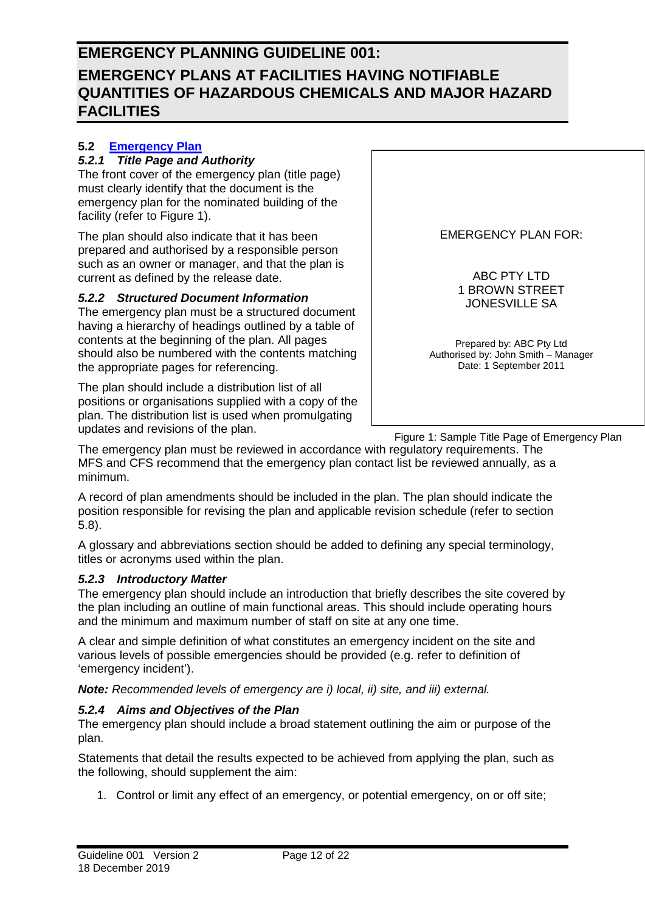# EMERGENCY PLANNING GUIDELINE 001: EMERGENCY PLANS AT FACILITIES HAVING NOTIFIABLE QUANTITIES OF HAZARDOUS CHEMICALS AND MAJOR HAZARD FACILITIES

## 5.2 Emergency Plan

### *5.2.1 Title Page and Authority*

The front cover of the emergency plan (title page) must clearly identify that the document is the emergency plan for the nominated building of the facility (refer to Figure 1).

The plan should also indicate that it has been prepared and authorised by a responsible person such as an owner or manager, and that the plan is current as defined by the release date.

> EMERGENCY PLAN FOR:
>
> ABC PTY LTD
> 1 BROWN STREET
> JONESVILLE SA
>
> Prepared by: ABC Pty Ltd
> Authorised by: John Smith – Manager
> Date: 1 September 2011

Figure 1: Sample Title Page of Emergency Plan

### *5.2.2 Structured Document Information*

The emergency plan must be a structured document having a hierarchy of headings outlined by a table of contents at the beginning of the plan. All pages should also be numbered with the contents matching the appropriate pages for referencing.

The plan should include a distribution list of all positions or organisations supplied with a copy of the plan. The distribution list is used when promulgating updates and revisions of the plan.

The emergency plan must be reviewed in accordance with regulatory requirements. The MFS and CFS recommend that the emergency plan contact list be reviewed annually, as a minimum.

A record of plan amendments should be included in the plan. The plan should indicate the position responsible for revising the plan and applicable revision schedule (refer to section 5.8).

A glossary and abbreviations section should be added to defining any special terminology, titles or acronyms used within the plan.

### *5.2.3 Introductory Matter*

The emergency plan should include an introduction that briefly describes the site covered by the plan including an outline of main functional areas. This should include operating hours and the minimum and maximum number of staff on site at any one time.

A clear and simple definition of what constitutes an emergency incident on the site and various levels of possible emergencies should be provided (e.g. refer to definition of 'emergency incident').

***Note:*** *Recommended levels of emergency are i) local, ii) site, and iii) external.*

### *5.2.4 Aims and Objectives of the Plan*

The emergency plan should include a broad statement outlining the aim or purpose of the plan.

Statements that detail the results expected to be achieved from applying the plan, such as the following, should supplement the aim:

1. Control or limit any effect of an emergency, or potential emergency, on or off site;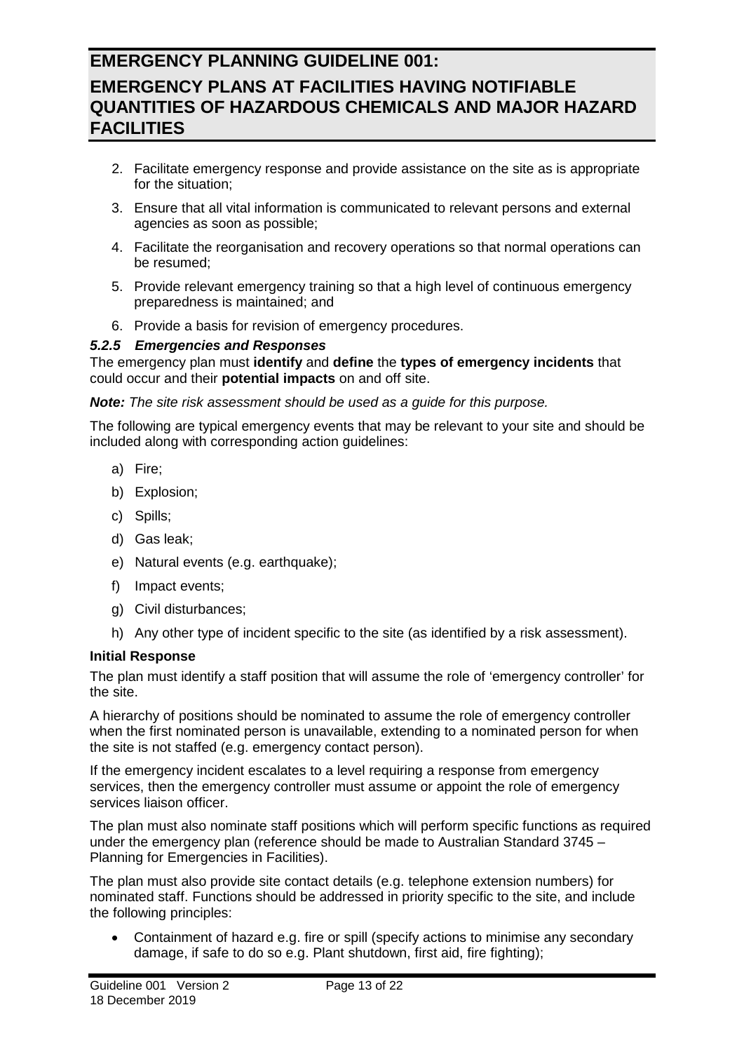2. Facilitate emergency response and provide assistance on the site as is appropriate for the situation;
3. Ensure that all vital information is communicated to relevant persons and external agencies as soon as possible;
4. Facilitate the reorganisation and recovery operations so that normal operations can be resumed;
5. Provide relevant emergency training so that a high level of continuous emergency preparedness is maintained; and
6. Provide a basis for revision of emergency procedures.

#### *5.2.5 Emergencies and Responses*

The emergency plan must **identify** and **define** the **types of emergency incidents** that could occur and their **potential impacts** on and off site.

***Note:*** *The site risk assessment should be used as a guide for this purpose.*

The following are typical emergency events that may be relevant to your site and should be included along with corresponding action guidelines:

a) Fire;

b) Explosion;

c) Spills;

d) Gas leak;

e) Natural events (e.g. earthquake);

f) Impact events;

g) Civil disturbances;

h) Any other type of incident specific to the site (as identified by a risk assessment).

**Initial Response**

The plan must identify a staff position that will assume the role of 'emergency controller' for the site.

A hierarchy of positions should be nominated to assume the role of emergency controller when the first nominated person is unavailable, extending to a nominated person for when the site is not staffed (e.g. emergency contact person).

If the emergency incident escalates to a level requiring a response from emergency services, then the emergency controller must assume or appoint the role of emergency services liaison officer.

The plan must also nominate staff positions which will perform specific functions as required under the emergency plan (reference should be made to Australian Standard 3745 – Planning for Emergencies in Facilities).

The plan must also provide site contact details (e.g. telephone extension numbers) for nominated staff. Functions should be addressed in priority specific to the site, and include the following principles:

- Containment of hazard e.g. fire or spill (specify actions to minimise any secondary damage, if safe to do so e.g. Plant shutdown, first aid, fire fighting);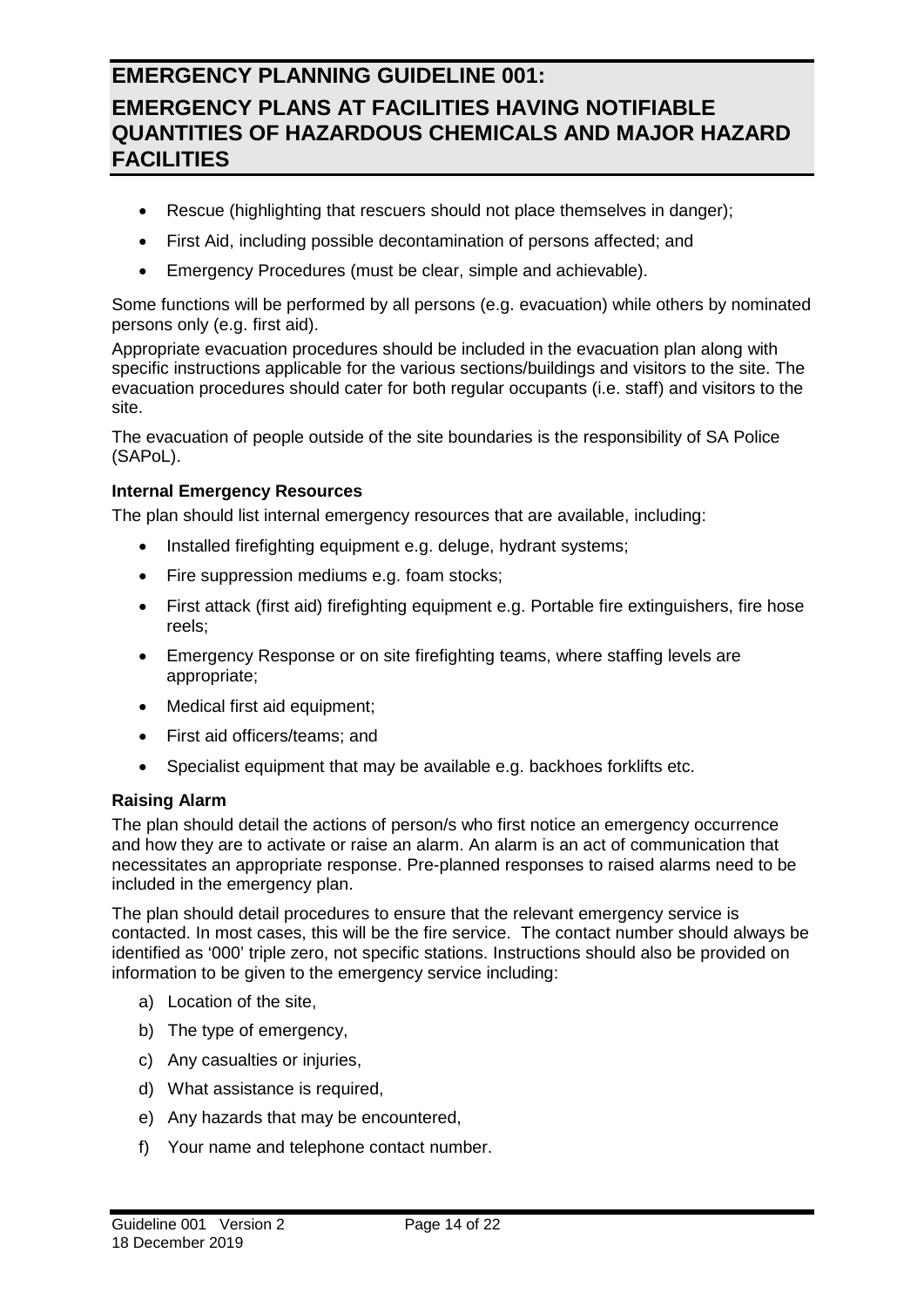- Rescue (highlighting that rescuers should not place themselves in danger);
- First Aid, including possible decontamination of persons affected; and
- Emergency Procedures (must be clear, simple and achievable).

Some functions will be performed by all persons (e.g. evacuation) while others by nominated persons only (e.g. first aid).

Appropriate evacuation procedures should be included in the evacuation plan along with specific instructions applicable for the various sections/buildings and visitors to the site. The evacuation procedures should cater for both regular occupants (i.e. staff) and visitors to the site.

The evacuation of people outside of the site boundaries is the responsibility of SA Police (SAPoL).

**Internal Emergency Resources**

The plan should list internal emergency resources that are available, including:

- Installed firefighting equipment e.g. deluge, hydrant systems;
- Fire suppression mediums e.g. foam stocks;
- First attack (first aid) firefighting equipment e.g. Portable fire extinguishers, fire hose reels;
- Emergency Response or on site firefighting teams, where staffing levels are appropriate;
- Medical first aid equipment;
- First aid officers/teams; and
- Specialist equipment that may be available e.g. backhoes forklifts etc.

**Raising Alarm**

The plan should detail the actions of person/s who first notice an emergency occurrence and how they are to activate or raise an alarm. An alarm is an act of communication that necessitates an appropriate response. Pre-planned responses to raised alarms need to be included in the emergency plan.

The plan should detail procedures to ensure that the relevant emergency service is contacted. In most cases, this will be the fire service. The contact number should always be identified as '000' triple zero, not specific stations. Instructions should also be provided on information to be given to the emergency service including:

a) Location of the site,
b) The type of emergency,
c) Any casualties or injuries,
d) What assistance is required,
e) Any hazards that may be encountered,
f) Your name and telephone contact number.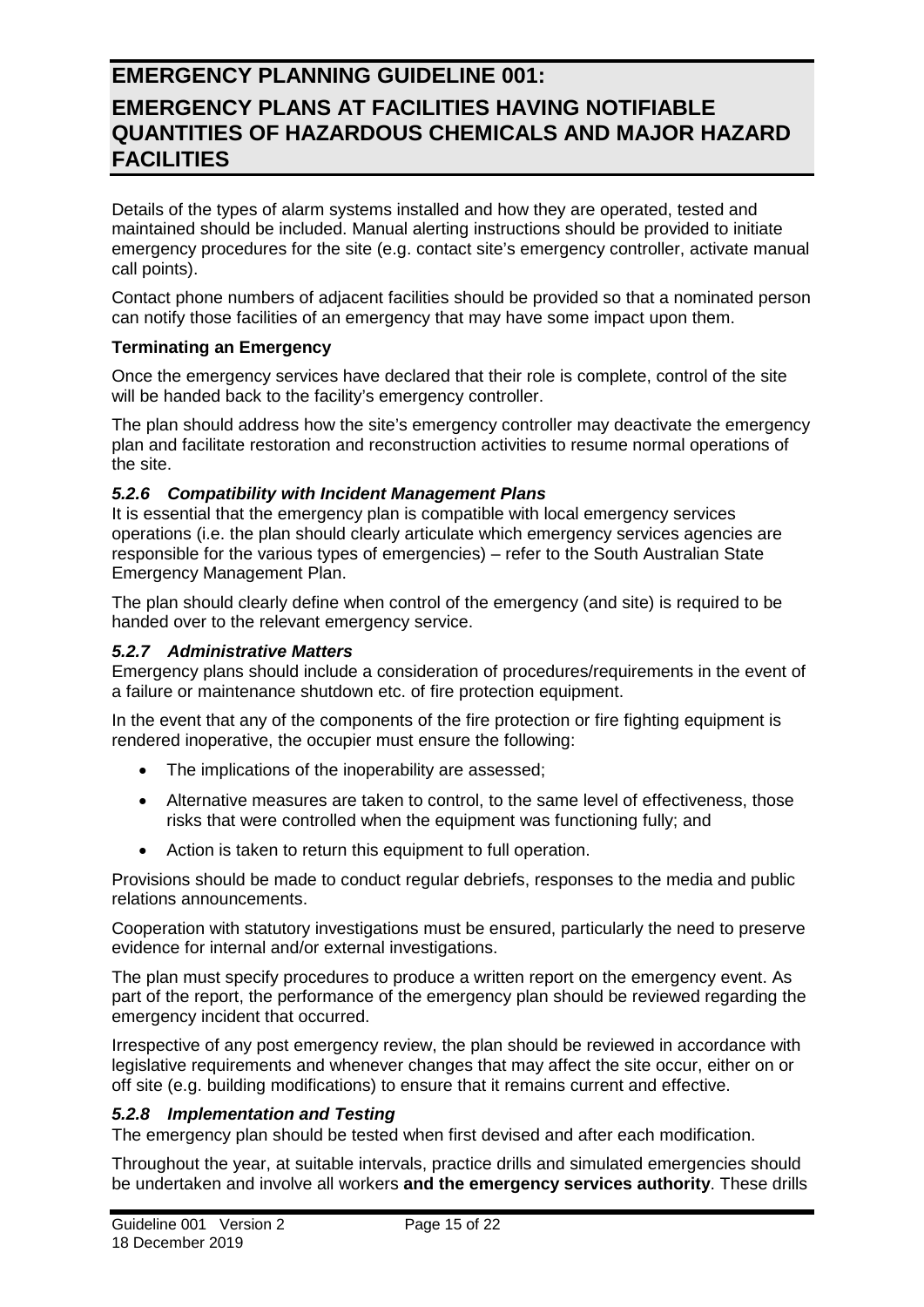Details of the types of alarm systems installed and how they are operated, tested and maintained should be included. Manual alerting instructions should be provided to initiate emergency procedures for the site (e.g. contact site's emergency controller, activate manual call points).

Contact phone numbers of adjacent facilities should be provided so that a nominated person can notify those facilities of an emergency that may have some impact upon them.

**Terminating an Emergency**

Once the emergency services have declared that their role is complete, control of the site will be handed back to the facility's emergency controller.

The plan should address how the site's emergency controller may deactivate the emergency plan and facilitate restoration and reconstruction activities to resume normal operations of the site.

#### *5.2.6 Compatibility with Incident Management Plans*

It is essential that the emergency plan is compatible with local emergency services operations (i.e. the plan should clearly articulate which emergency services agencies are responsible for the various types of emergencies) – refer to the South Australian State Emergency Management Plan.

The plan should clearly define when control of the emergency (and site) is required to be handed over to the relevant emergency service.

#### *5.2.7 Administrative Matters*

Emergency plans should include a consideration of procedures/requirements in the event of a failure or maintenance shutdown etc. of fire protection equipment.

In the event that any of the components of the fire protection or fire fighting equipment is rendered inoperative, the occupier must ensure the following:

- The implications of the inoperability are assessed;
- Alternative measures are taken to control, to the same level of effectiveness, those risks that were controlled when the equipment was functioning fully; and
- Action is taken to return this equipment to full operation.

Provisions should be made to conduct regular debriefs, responses to the media and public relations announcements.

Cooperation with statutory investigations must be ensured, particularly the need to preserve evidence for internal and/or external investigations.

The plan must specify procedures to produce a written report on the emergency event. As part of the report, the performance of the emergency plan should be reviewed regarding the emergency incident that occurred.

Irrespective of any post emergency review, the plan should be reviewed in accordance with legislative requirements and whenever changes that may affect the site occur, either on or off site (e.g. building modifications) to ensure that it remains current and effective.

#### *5.2.8 Implementation and Testing*

The emergency plan should be tested when first devised and after each modification.

Throughout the year, at suitable intervals, practice drills and simulated emergencies should be undertaken and involve all workers **and the emergency services authority**. These drills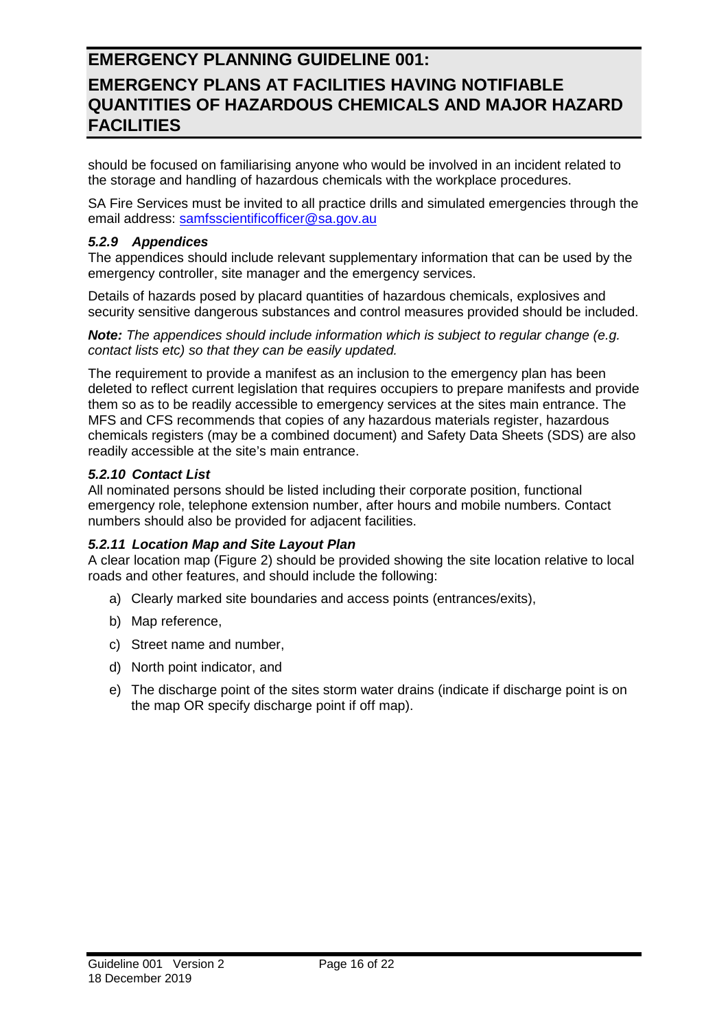should be focused on familiarising anyone who would be involved in an incident related to the storage and handling of hazardous chemicals with the workplace procedures.

SA Fire Services must be invited to all practice drills and simulated emergencies through the email address: [samfsscientificofficer@sa.gov.au](mailto:samfsscientificofficer@sa.gov.au)

#### *5.2.9 Appendices*

The appendices should include relevant supplementary information that can be used by the emergency controller, site manager and the emergency services.

Details of hazards posed by placard quantities of hazardous chemicals, explosives and security sensitive dangerous substances and control measures provided should be included.

***Note:*** *The appendices should include information which is subject to regular change (e.g. contact lists etc) so that they can be easily updated.*

The requirement to provide a manifest as an inclusion to the emergency plan has been deleted to reflect current legislation that requires occupiers to prepare manifests and provide them so as to be readily accessible to emergency services at the sites main entrance. The MFS and CFS recommends that copies of any hazardous materials register, hazardous chemicals registers (may be a combined document) and Safety Data Sheets (SDS) are also readily accessible at the site's main entrance.

#### *5.2.10 Contact List*

All nominated persons should be listed including their corporate position, functional emergency role, telephone extension number, after hours and mobile numbers. Contact numbers should also be provided for adjacent facilities.

#### *5.2.11 Location Map and Site Layout Plan*

A clear location map (Figure 2) should be provided showing the site location relative to local roads and other features, and should include the following:

a) Clearly marked site boundaries and access points (entrances/exits),

b) Map reference,

c) Street name and number,

d) North point indicator, and

e) The discharge point of the sites storm water drains (indicate if discharge point is on the map OR specify discharge point if off map).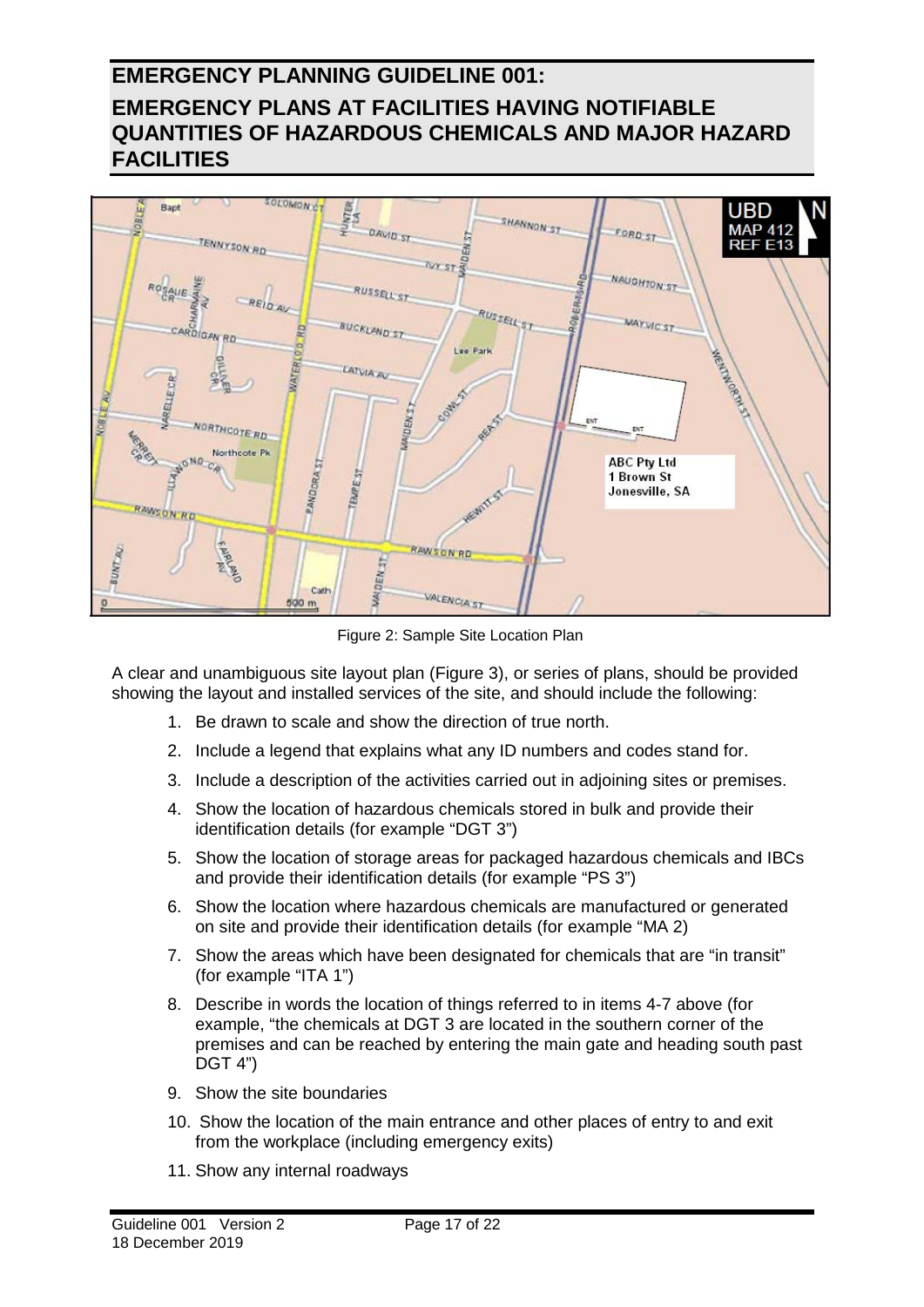# EMERGENCY PLANNING GUIDELINE 001: EMERGENCY PLANS AT FACILITIES HAVING NOTIFIABLE QUANTITIES OF HAZARDOUS CHEMICALS AND MAJOR HAZARD FACILITIES

Figure 2: Sample Site Location Plan

A clear and unambiguous site layout plan (Figure 3), or series of plans, should be provided showing the layout and installed services of the site, and should include the following:

1. Be drawn to scale and show the direction of true north.
2. Include a legend that explains what any ID numbers and codes stand for.
3. Include a description of the activities carried out in adjoining sites or premises.
4. Show the location of hazardous chemicals stored in bulk and provide their identification details (for example "DGT 3")
5. Show the location of storage areas for packaged hazardous chemicals and IBCs and provide their identification details (for example "PS 3")
6. Show the location where hazardous chemicals are manufactured or generated on site and provide their identification details (for example "MA 2)
7. Show the areas which have been designated for chemicals that are "in transit" (for example "ITA 1")
8. Describe in words the location of things referred to in items 4-7 above (for example, "the chemicals at DGT 3 are located in the southern corner of the premises and can be reached by entering the main gate and heading south past DGT 4")
9. Show the site boundaries
10. Show the location of the main entrance and other places of entry to and exit from the workplace (including emergency exits)
11. Show any internal roadways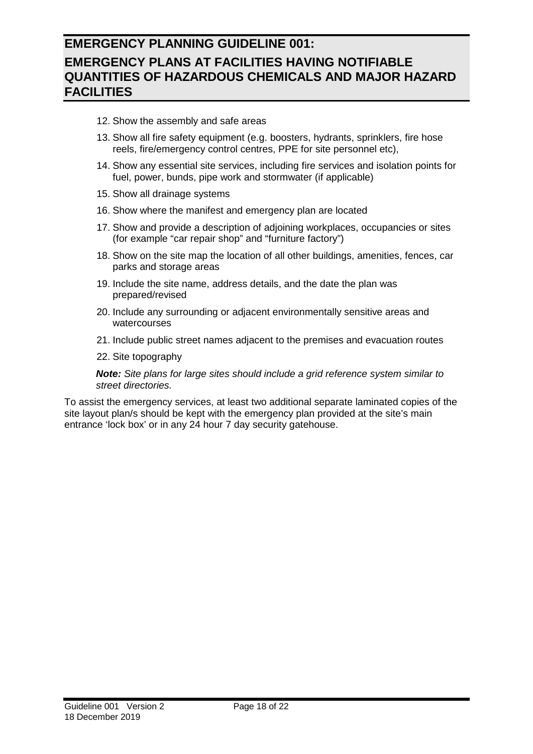12. Show the assembly and safe areas
13. Show all fire safety equipment (e.g. boosters, hydrants, sprinklers, fire hose reels, fire/emergency control centres, PPE for site personnel etc),
14. Show any essential site services, including fire services and isolation points for fuel, power, bunds, pipe work and stormwater (if applicable)
15. Show all drainage systems
16. Show where the manifest and emergency plan are located
17. Show and provide a description of adjoining workplaces, occupancies or sites (for example "car repair shop" and "furniture factory")
18. Show on the site map the location of all other buildings, amenities, fences, car parks and storage areas
19. Include the site name, address details, and the date the plan was prepared/revised
20. Include any surrounding or adjacent environmentally sensitive areas and watercourses
21. Include public street names adjacent to the premises and evacuation routes
22. Site topography

***Note:*** *Site plans for large sites should include a grid reference system similar to street directories.*

To assist the emergency services, at least two additional separate laminated copies of the site layout plan/s should be kept with the emergency plan provided at the site's main entrance 'lock box' or in any 24 hour 7 day security gatehouse.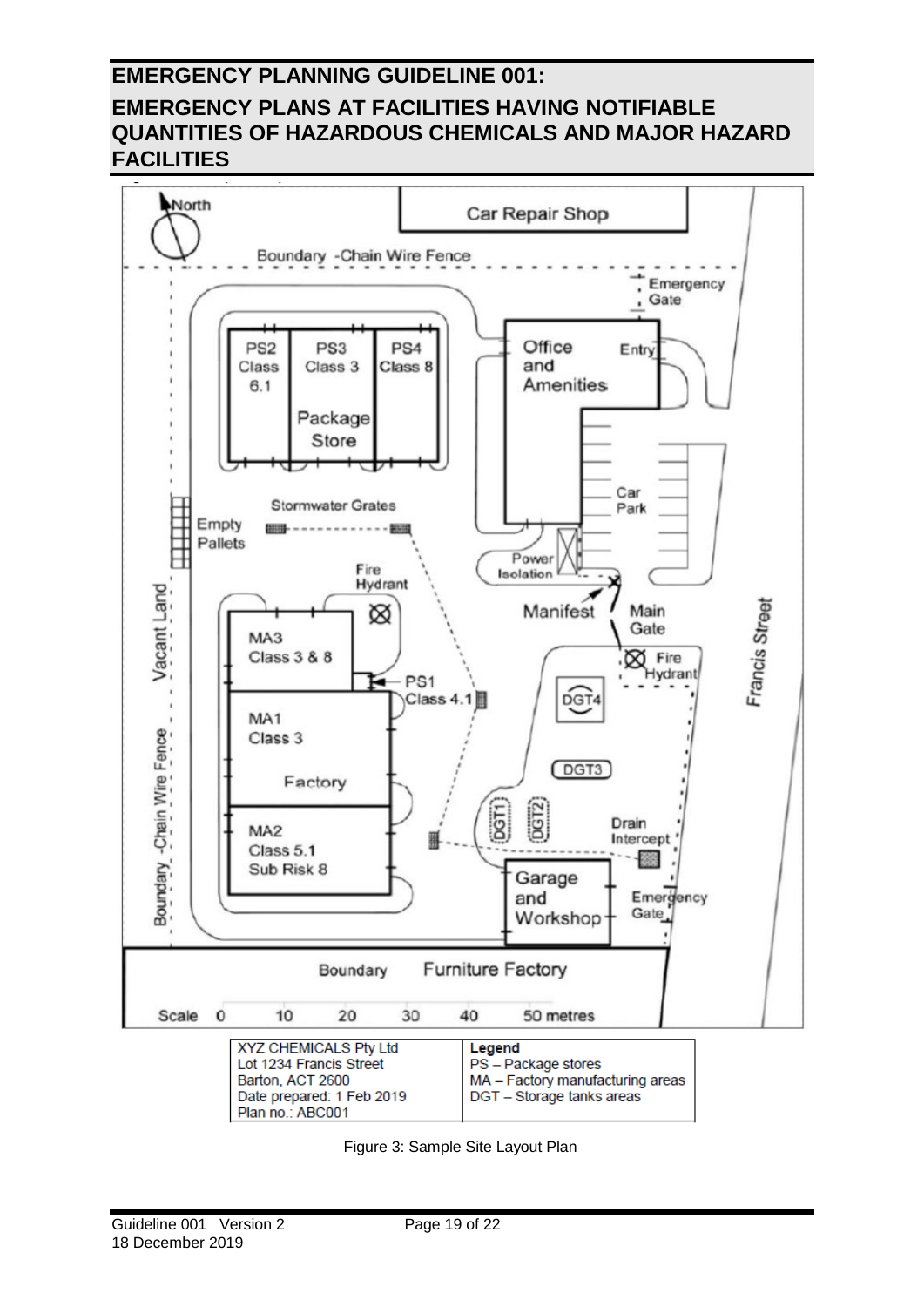| XYZ CHEMICALS Pty Ltd<br>Lot 1234 Francis Street<br>Barton, ACT 2600<br>Date prepared: 1 Feb 2019<br>Plan no.: ABC001 | **Legend**<br>PS – Package stores<br>MA – Factory manufacturing areas<br>DGT – Storage tanks areas |
|---|---|

Figure 3: Sample Site Layout Plan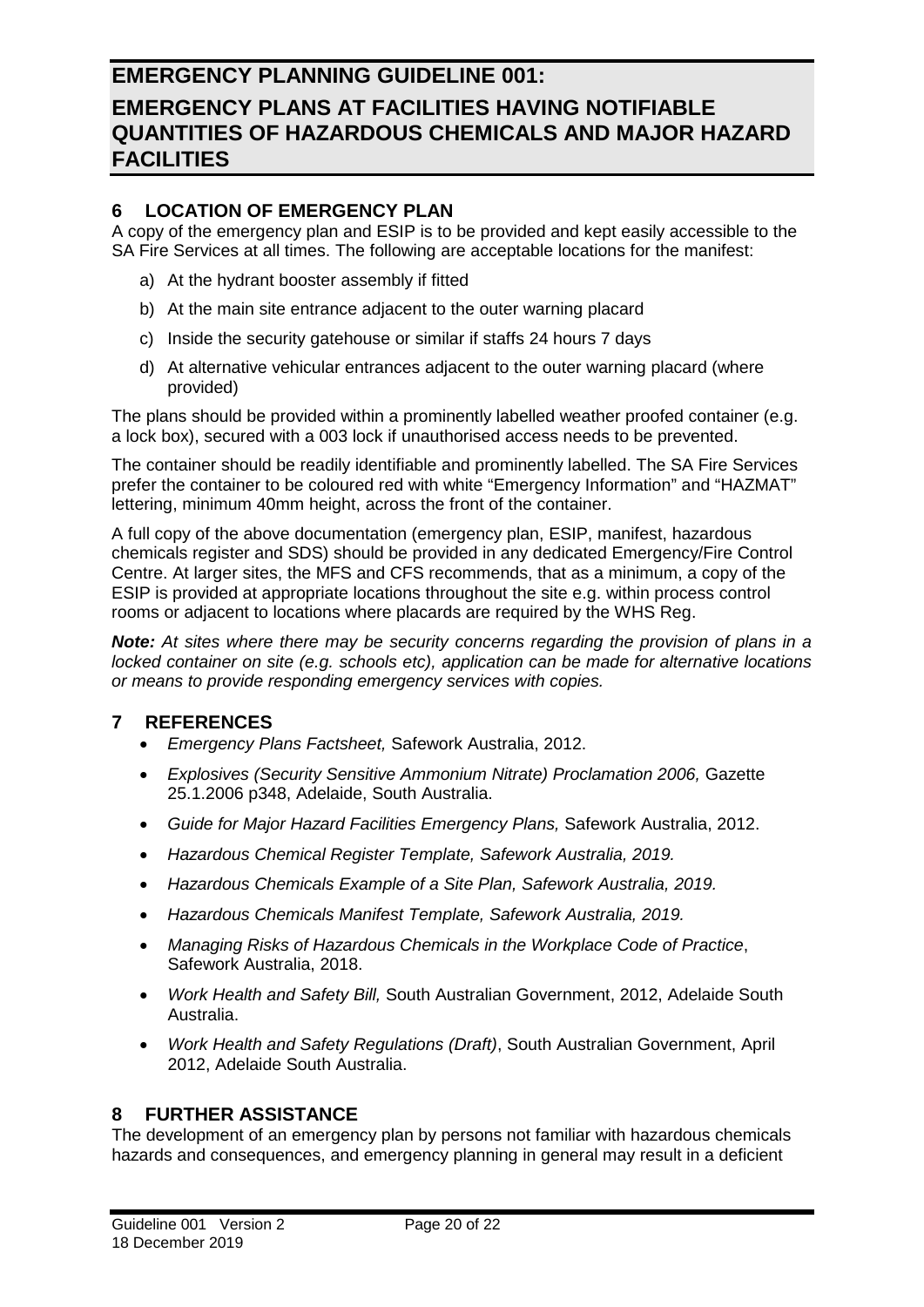## 6 LOCATION OF EMERGENCY PLAN

A copy of the emergency plan and ESIP is to be provided and kept easily accessible to the SA Fire Services at all times. The following are acceptable locations for the manifest:

a) At the hydrant booster assembly if fitted

b) At the main site entrance adjacent to the outer warning placard

c) Inside the security gatehouse or similar if staffs 24 hours 7 days

d) At alternative vehicular entrances adjacent to the outer warning placard (where provided)

The plans should be provided within a prominently labelled weather proofed container (e.g. a lock box), secured with a 003 lock if unauthorised access needs to be prevented.

The container should be readily identifiable and prominently labelled. The SA Fire Services prefer the container to be coloured red with white "Emergency Information" and "HAZMAT" lettering, minimum 40mm height, across the front of the container.

A full copy of the above documentation (emergency plan, ESIP, manifest, hazardous chemicals register and SDS) should be provided in any dedicated Emergency/Fire Control Centre. At larger sites, the MFS and CFS recommends, that as a minimum, a copy of the ESIP is provided at appropriate locations throughout the site e.g. within process control rooms or adjacent to locations where placards are required by the WHS Reg.

***Note:*** *At sites where there may be security concerns regarding the provision of plans in a locked container on site (e.g. schools etc), application can be made for alternative locations or means to provide responding emergency services with copies.*

## 7 REFERENCES

- *Emergency Plans Factsheet,* Safework Australia, 2012.
- *Explosives (Security Sensitive Ammonium Nitrate) Proclamation 2006,* Gazette 25.1.2006 p348, Adelaide, South Australia.
- *Guide for Major Hazard Facilities Emergency Plans,* Safework Australia, 2012.
- *Hazardous Chemical Register Template, Safework Australia, 2019.*
- *Hazardous Chemicals Example of a Site Plan, Safework Australia, 2019.*
- *Hazardous Chemicals Manifest Template, Safework Australia, 2019.*
- *Managing Risks of Hazardous Chemicals in the Workplace Code of Practice*, Safework Australia, 2018.
- *Work Health and Safety Bill,* South Australian Government, 2012, Adelaide South Australia.
- *Work Health and Safety Regulations (Draft)*, South Australian Government, April 2012, Adelaide South Australia.

## 8 FURTHER ASSISTANCE

The development of an emergency plan by persons not familiar with hazardous chemicals hazards and consequences, and emergency planning in general may result in a deficient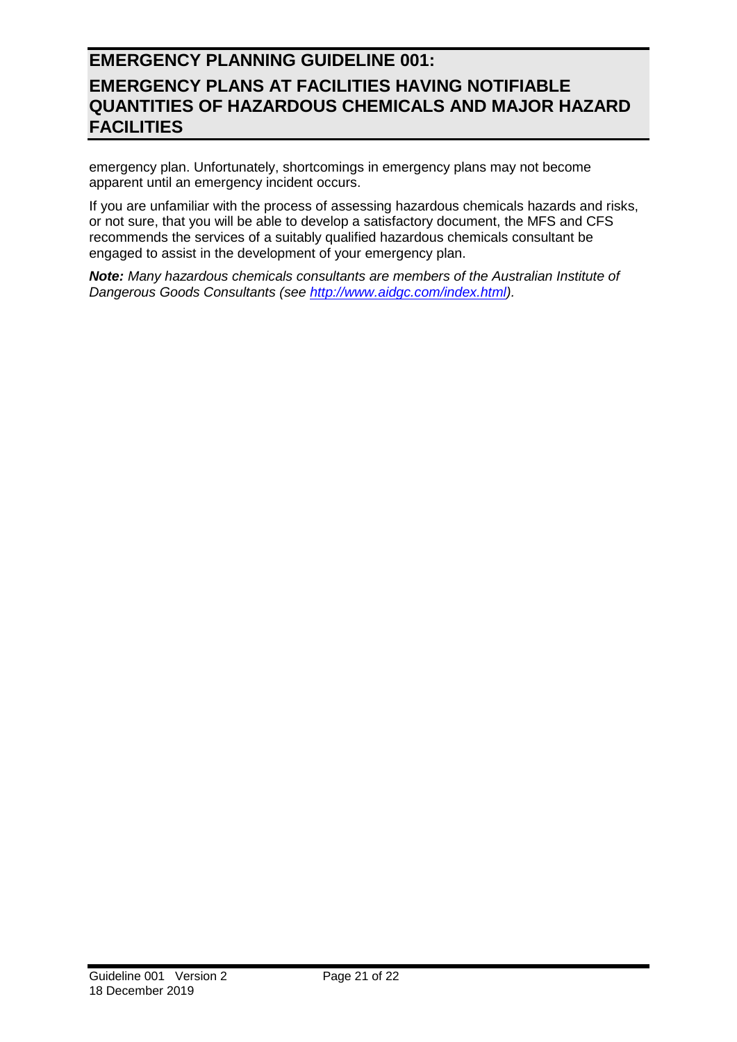emergency plan. Unfortunately, shortcomings in emergency plans may not become apparent until an emergency incident occurs.

If you are unfamiliar with the process of assessing hazardous chemicals hazards and risks, or not sure, that you will be able to develop a satisfactory document, the MFS and CFS recommends the services of a suitably qualified hazardous chemicals consultant be engaged to assist in the development of your emergency plan.

***Note:*** *Many hazardous chemicals consultants are members of the Australian Institute of Dangerous Goods Consultants (see [http://www.aidgc.com/index.html](http://www.aidgc.com/index.html)).*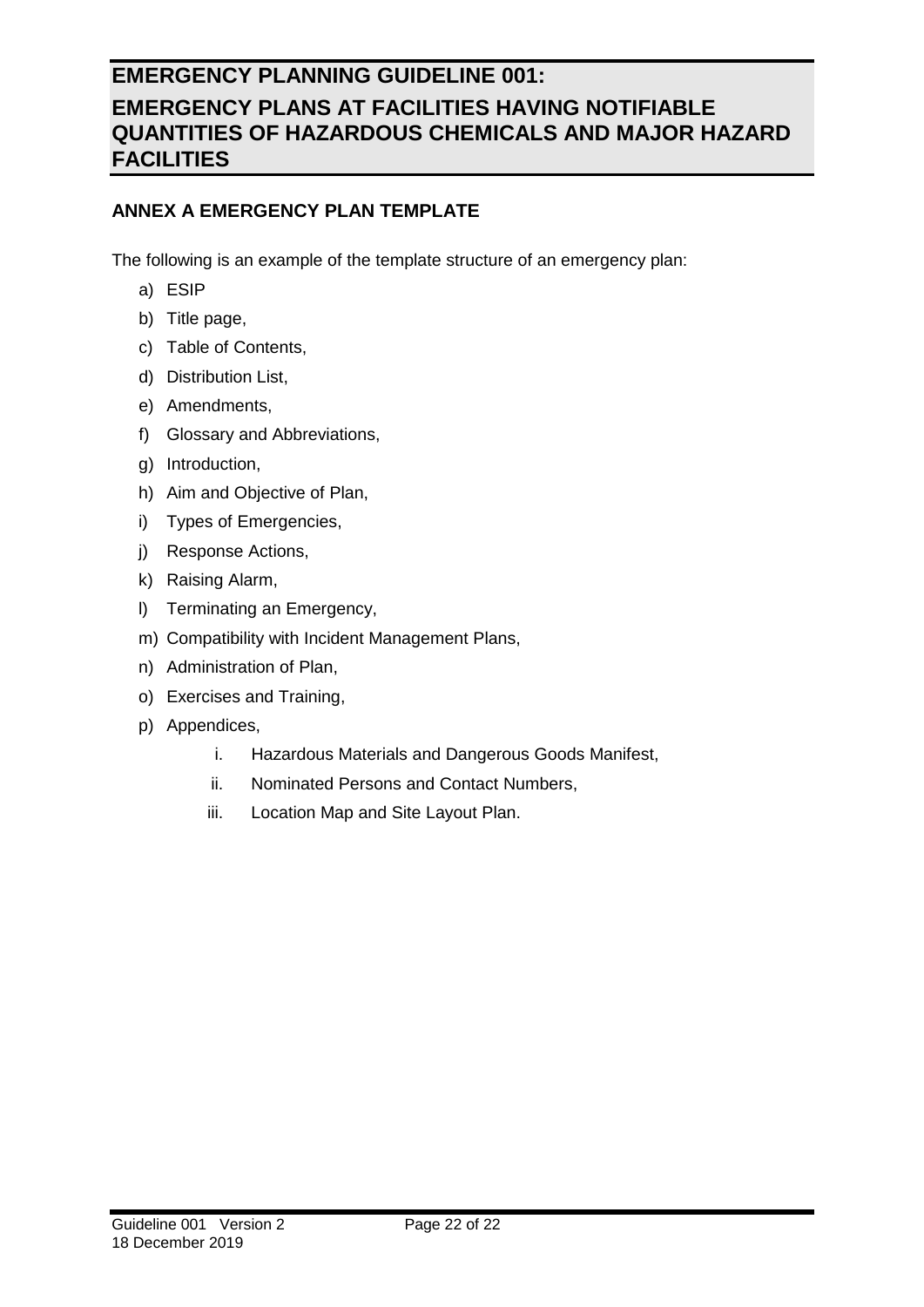## ANNEX A EMERGENCY PLAN TEMPLATE

The following is an example of the template structure of an emergency plan:

a) ESIP
b) Title page,
c) Table of Contents,
d) Distribution List,
e) Amendments,
f) Glossary and Abbreviations,
g) Introduction,
h) Aim and Objective of Plan,
i) Types of Emergencies,
j) Response Actions,
k) Raising Alarm,
l) Terminating an Emergency,
m) Compatibility with Incident Management Plans,
n) Administration of Plan,
o) Exercises and Training,
p) Appendices,
    i. Hazardous Materials and Dangerous Goods Manifest,
    ii. Nominated Persons and Contact Numbers,
    iii. Location Map and Site Layout Plan.